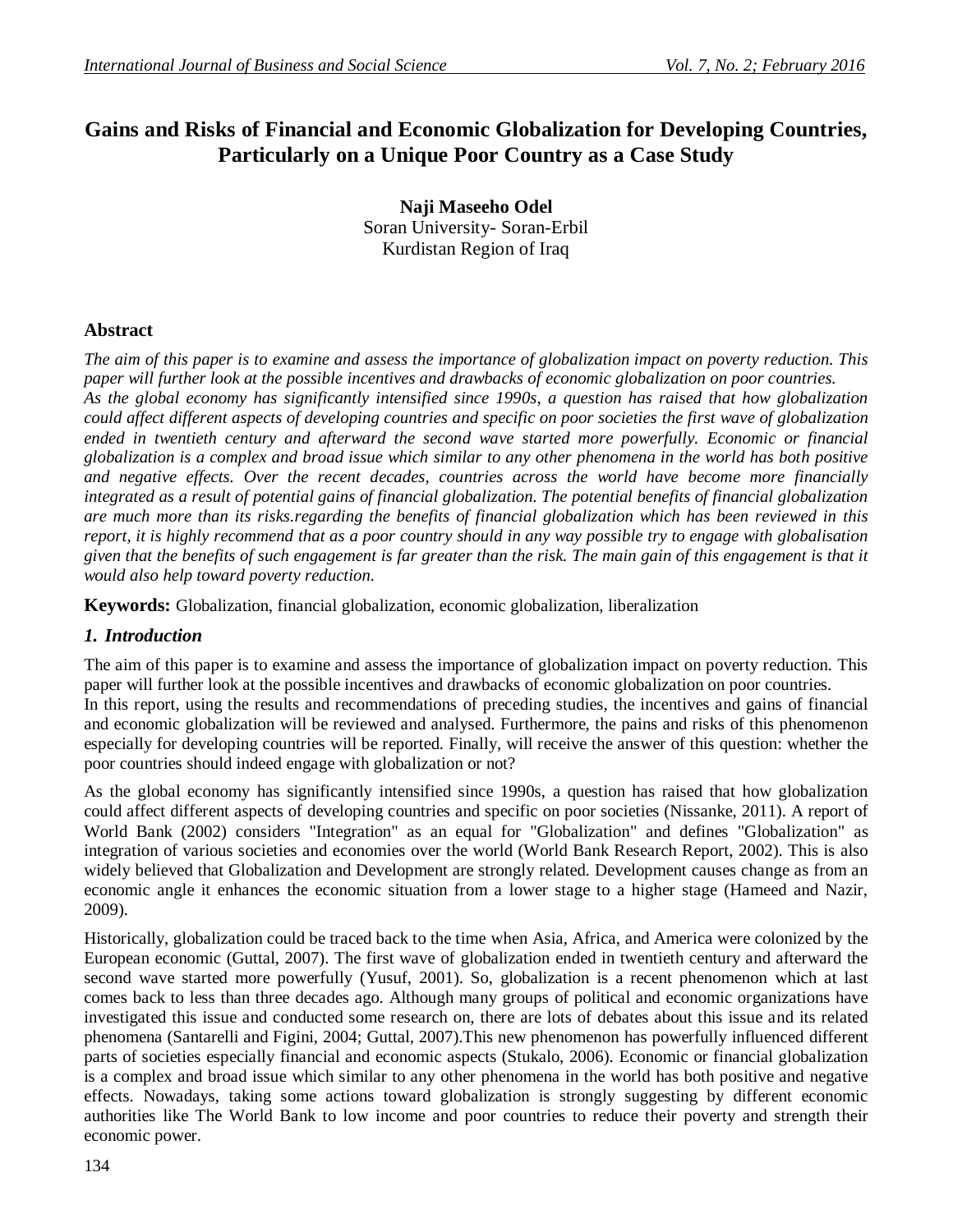# Gains and Risks of Financial and Economic Globalization for Developing Countries, Particularly on a Unique Poor Country as a Case Study

**Naji Maseeho Odel**
Soran University- Soran-Erbil
Kurdistan Region of Iraq

## Abstract

*The aim of this paper is to examine and assess the importance of globalization impact on poverty reduction. This paper will further look at the possible incentives and drawbacks of economic globalization on poor countries. As the global economy has significantly intensified since 1990s, a question has raised that how globalization could affect different aspects of developing countries and specific on poor societies the first wave of globalization ended in twentieth century and afterward the second wave started more powerfully. Economic or financial globalization is a complex and broad issue which similar to any other phenomena in the world has both positive and negative effects. Over the recent decades, countries across the world have become more financially integrated as a result of potential gains of financial globalization. The potential benefits of financial globalization are much more than its risks.regarding the benefits of financial globalization which has been reviewed in this report, it is highly recommend that as a poor country should in any way possible try to engage with globalisation given that the benefits of such engagement is far greater than the risk. The main gain of this engagement is that it would also help toward poverty reduction.*

**Keywords:** Globalization, financial globalization, economic globalization, liberalization

## *1. Introduction*

The aim of this paper is to examine and assess the importance of globalization impact on poverty reduction. This paper will further look at the possible incentives and drawbacks of economic globalization on poor countries.
In this report, using the results and recommendations of preceding studies, the incentives and gains of financial and economic globalization will be reviewed and analysed. Furthermore, the pains and risks of this phenomenon especially for developing countries will be reported. Finally, will receive the answer of this question: whether the poor countries should indeed engage with globalization or not?

As the global economy has significantly intensified since 1990s, a question has raised that how globalization could affect different aspects of developing countries and specific on poor societies (Nissanke, 2011). A report of World Bank (2002) considers "Integration" as an equal for "Globalization" and defines "Globalization" as integration of various societies and economies over the world (World Bank Research Report, 2002). This is also widely believed that Globalization and Development are strongly related. Development causes change as from an economic angle it enhances the economic situation from a lower stage to a higher stage (Hameed and Nazir, 2009).

Historically, globalization could be traced back to the time when Asia, Africa, and America were colonized by the European economic (Guttal, 2007). The first wave of globalization ended in twentieth century and afterward the second wave started more powerfully (Yusuf, 2001). So, globalization is a recent phenomenon which at last comes back to less than three decades ago. Although many groups of political and economic organizations have investigated this issue and conducted some research on, there are lots of debates about this issue and its related phenomena (Santarelli and Figini, 2004; Guttal, 2007).This new phenomenon has powerfully influenced different parts of societies especially financial and economic aspects (Stukalo, 2006). Economic or financial globalization is a complex and broad issue which similar to any other phenomena in the world has both positive and negative effects. Nowadays, taking some actions toward globalization is strongly suggesting by different economic authorities like The World Bank to low income and poor countries to reduce their poverty and strength their economic power.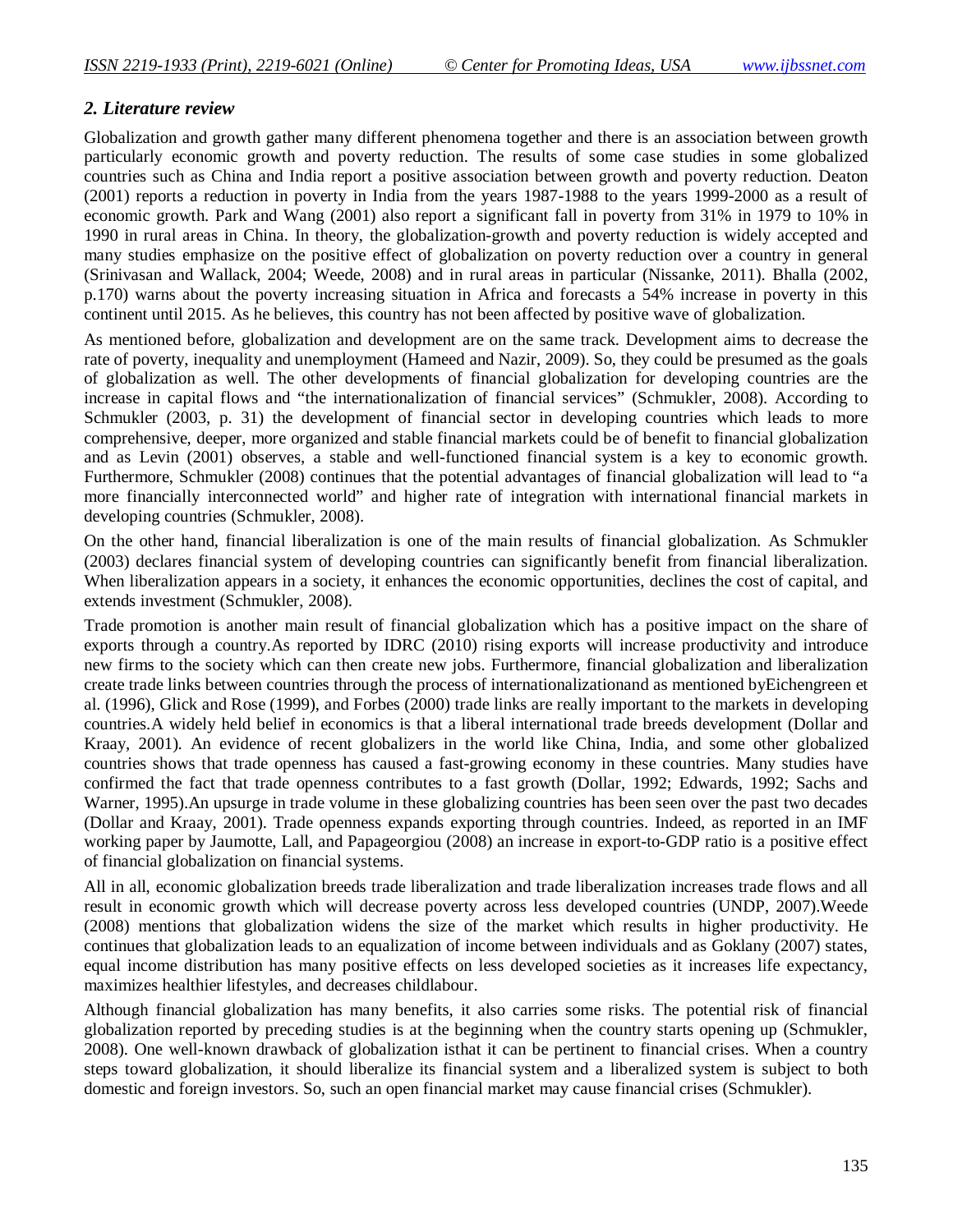## *2. Literature review*

Globalization and growth gather many different phenomena together and there is an association between growth particularly economic growth and poverty reduction. The results of some case studies in some globalized countries such as China and India report a positive association between growth and poverty reduction. Deaton (2001) reports a reduction in poverty in India from the years 1987-1988 to the years 1999-2000 as a result of economic growth. Park and Wang (2001) also report a significant fall in poverty from 31% in 1979 to 10% in 1990 in rural areas in China. In theory, the globalization-growth and poverty reduction is widely accepted and many studies emphasize on the positive effect of globalization on poverty reduction over a country in general (Srinivasan and Wallack, 2004; Weede, 2008) and in rural areas in particular (Nissanke, 2011). Bhalla (2002, p.170) warns about the poverty increasing situation in Africa and forecasts a 54% increase in poverty in this continent until 2015. As he believes, this country has not been affected by positive wave of globalization.

As mentioned before, globalization and development are on the same track. Development aims to decrease the rate of poverty, inequality and unemployment (Hameed and Nazir, 2009). So, they could be presumed as the goals of globalization as well. The other developments of financial globalization for developing countries are the increase in capital flows and "the internationalization of financial services" (Schmukler, 2008). According to Schmukler (2003, p. 31) the development of financial sector in developing countries which leads to more comprehensive, deeper, more organized and stable financial markets could be of benefit to financial globalization and as Levin (2001) observes, a stable and well-functioned financial system is a key to economic growth. Furthermore, Schmukler (2008) continues that the potential advantages of financial globalization will lead to "a more financially interconnected world" and higher rate of integration with international financial markets in developing countries (Schmukler, 2008).

On the other hand, financial liberalization is one of the main results of financial globalization. As Schmukler (2003) declares financial system of developing countries can significantly benefit from financial liberalization. When liberalization appears in a society, it enhances the economic opportunities, declines the cost of capital, and extends investment (Schmukler, 2008).

Trade promotion is another main result of financial globalization which has a positive impact on the share of exports through a country.As reported by IDRC (2010) rising exports will increase productivity and introduce new firms to the society which can then create new jobs. Furthermore, financial globalization and liberalization create trade links between countries through the process of internationalizationand as mentioned byEichengreen et al. (1996), Glick and Rose (1999), and Forbes (2000) trade links are really important to the markets in developing countries.A widely held belief in economics is that a liberal international trade breeds development (Dollar and Kraay, 2001). An evidence of recent globalizers in the world like China, India, and some other globalized countries shows that trade openness has caused a fast-growing economy in these countries. Many studies have confirmed the fact that trade openness contributes to a fast growth (Dollar, 1992; Edwards, 1992; Sachs and Warner, 1995).An upsurge in trade volume in these globalizing countries has been seen over the past two decades (Dollar and Kraay, 2001). Trade openness expands exporting through countries. Indeed, as reported in an IMF working paper by Jaumotte, Lall, and Papageorgiou (2008) an increase in export-to-GDP ratio is a positive effect of financial globalization on financial systems.

All in all, economic globalization breeds trade liberalization and trade liberalization increases trade flows and all result in economic growth which will decrease poverty across less developed countries (UNDP, 2007).Weede (2008) mentions that globalization widens the size of the market which results in higher productivity. He continues that globalization leads to an equalization of income between individuals and as Goklany (2007) states, equal income distribution has many positive effects on less developed societies as it increases life expectancy, maximizes healthier lifestyles, and decreases childlabour.

Although financial globalization has many benefits, it also carries some risks. The potential risk of financial globalization reported by preceding studies is at the beginning when the country starts opening up (Schmukler, 2008). One well-known drawback of globalization isthat it can be pertinent to financial crises. When a country steps toward globalization, it should liberalize its financial system and a liberalized system is subject to both domestic and foreign investors. So, such an open financial market may cause financial crises (Schmukler).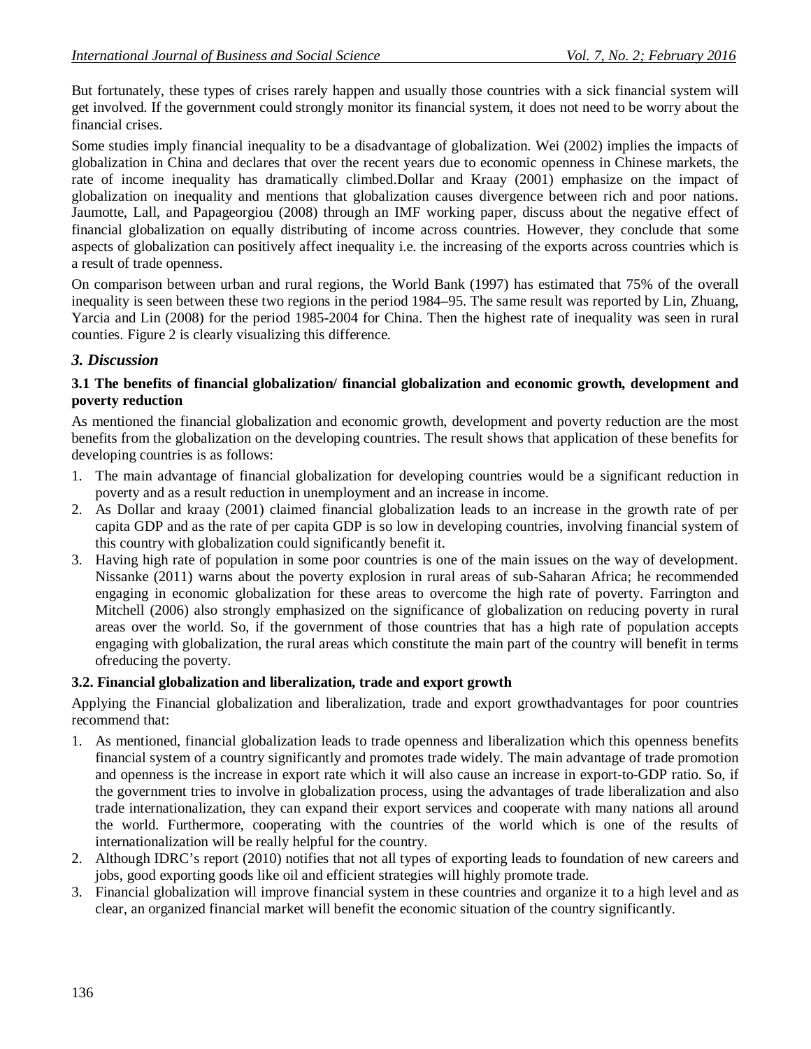But fortunately, these types of crises rarely happen and usually those countries with a sick financial system will get involved. If the government could strongly monitor its financial system, it does not need to be worry about the financial crises.

Some studies imply financial inequality to be a disadvantage of globalization. Wei (2002) implies the impacts of globalization in China and declares that over the recent years due to economic openness in Chinese markets, the rate of income inequality has dramatically climbed.Dollar and Kraay (2001) emphasize on the impact of globalization on inequality and mentions that globalization causes divergence between rich and poor nations. Jaumotte, Lall, and Papageorgiou (2008) through an IMF working paper, discuss about the negative effect of financial globalization on equally distributing of income across countries. However, they conclude that some aspects of globalization can positively affect inequality i.e. the increasing of the exports across countries which is a result of trade openness.

On comparison between urban and rural regions, the World Bank (1997) has estimated that 75% of the overall inequality is seen between these two regions in the period 1984–95. The same result was reported by Lin, Zhuang, Yarcia and Lin (2008) for the period 1985-2004 for China. Then the highest rate of inequality was seen in rural counties. Figure 2 is clearly visualizing this difference.

## *3. Discussion*

### 3.1 The benefits of financial globalization/ financial globalization and economic growth, development and poverty reduction

As mentioned the financial globalization and economic growth, development and poverty reduction are the most benefits from the globalization on the developing countries. The result shows that application of these benefits for developing countries is as follows:

1. The main advantage of financial globalization for developing countries would be a significant reduction in poverty and as a result reduction in unemployment and an increase in income.
2. As Dollar and kraay (2001) claimed financial globalization leads to an increase in the growth rate of per capita GDP and as the rate of per capita GDP is so low in developing countries, involving financial system of this country with globalization could significantly benefit it.
3. Having high rate of population in some poor countries is one of the main issues on the way of development. Nissanke (2011) warns about the poverty explosion in rural areas of sub-Saharan Africa; he recommended engaging in economic globalization for these areas to overcome the high rate of poverty. Farrington and Mitchell (2006) also strongly emphasized on the significance of globalization on reducing poverty in rural areas over the world. So, if the government of those countries that has a high rate of population accepts engaging with globalization, the rural areas which constitute the main part of the country will benefit in terms ofreducing the poverty.

### 3.2. Financial globalization and liberalization, trade and export growth

Applying the Financial globalization and liberalization, trade and export growthadvantages for poor countries recommend that:

1. As mentioned, financial globalization leads to trade openness and liberalization which this openness benefits financial system of a country significantly and promotes trade widely. The main advantage of trade promotion and openness is the increase in export rate which it will also cause an increase in export-to-GDP ratio. So, if the government tries to involve in globalization process, using the advantages of trade liberalization and also trade internationalization, they can expand their export services and cooperate with many nations all around the world. Furthermore, cooperating with the countries of the world which is one of the results of internationalization will be really helpful for the country.
2. Although IDRC's report (2010) notifies that not all types of exporting leads to foundation of new careers and jobs, good exporting goods like oil and efficient strategies will highly promote trade.
3. Financial globalization will improve financial system in these countries and organize it to a high level and as clear, an organized financial market will benefit the economic situation of the country significantly.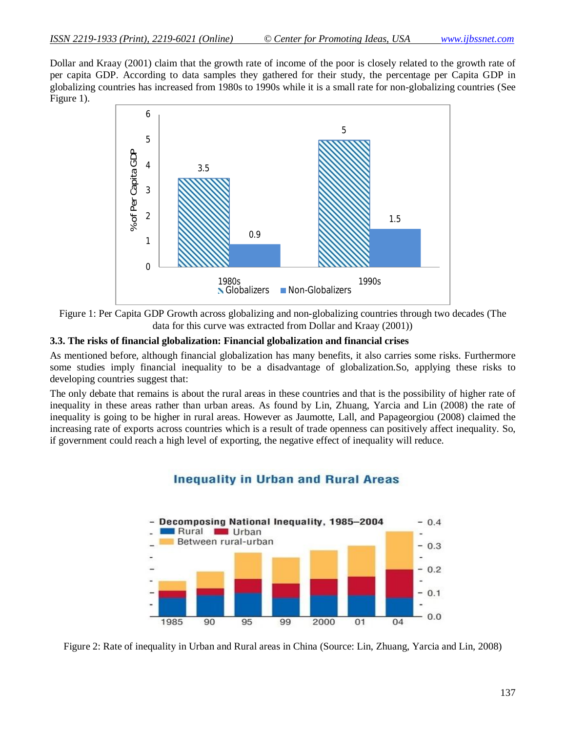Dollar and Kraay (2001) claim that the growth rate of income of the poor is closely related to the growth rate of per capita GDP. According to data samples they gathered for their study, the percentage per Capita GDP in globalizing countries has increased from 1980s to 1990s while it is a small rate for non-globalizing countries (See Figure 1).

Figure 1: Per Capita GDP Growth across globalizing and non-globalizing countries through two decades (The data for this curve was extracted from Dollar and Kraay (2001))

### 3.3. The risks of financial globalization: Financial globalization and financial crises

As mentioned before, although financial globalization has many benefits, it also carries some risks. Furthermore some studies imply financial inequality to be a disadvantage of globalization.So, applying these risks to developing countries suggest that:

The only debate that remains is about the rural areas in these countries and that is the possibility of higher rate of inequality in these areas rather than urban areas. As found by Lin, Zhuang, Yarcia and Lin (2008) the rate of inequality is going to be higher in rural areas. However as Jaumotte, Lall, and Papageorgiou (2008) claimed the increasing rate of exports across countries which is a result of trade openness can positively affect inequality. So, if government could reach a high level of exporting, the negative effect of inequality will reduce.

Figure 2: Rate of inequality in Urban and Rural areas in China (Source: Lin, Zhuang, Yarcia and Lin, 2008)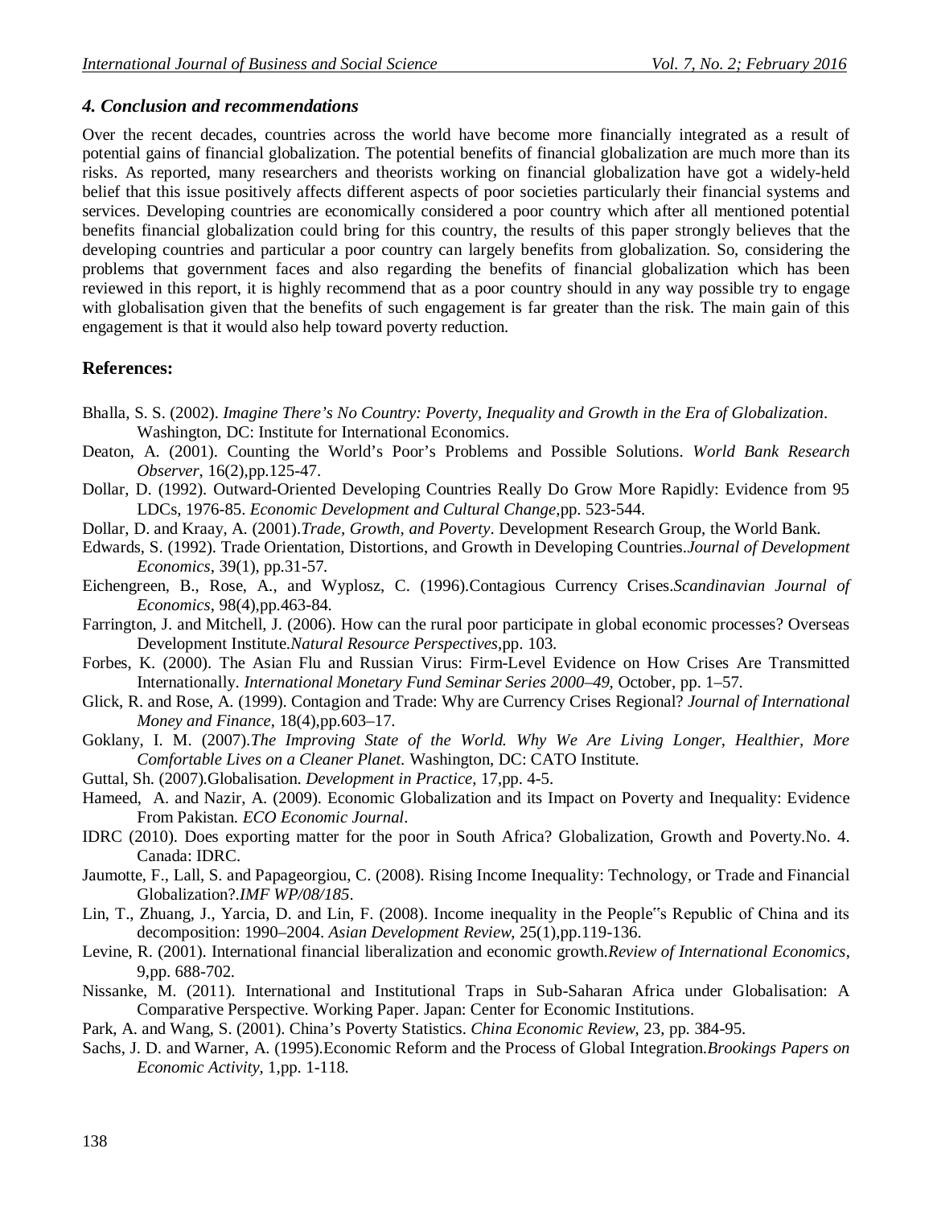### *4. Conclusion and recommendations*

Over the recent decades, countries across the world have become more financially integrated as a result of potential gains of financial globalization. The potential benefits of financial globalization are much more than its risks. As reported, many researchers and theorists working on financial globalization have got a widely-held belief that this issue positively affects different aspects of poor societies particularly their financial systems and services. Developing countries are economically considered a poor country which after all mentioned potential benefits financial globalization could bring for this country, the results of this paper strongly believes that the developing countries and particular a poor country can largely benefits from globalization. So, considering the problems that government faces and also regarding the benefits of financial globalization which has been reviewed in this report, it is highly recommend that as a poor country should in any way possible try to engage with globalisation given that the benefits of such engagement is far greater than the risk. The main gain of this engagement is that it would also help toward poverty reduction.

## References:

Bhalla, S. S. (2002). *Imagine There's No Country: Poverty, Inequality and Growth in the Era of Globalization*. Washington, DC: Institute for International Economics.

Deaton, A. (2001). Counting the World's Poor's Problems and Possible Solutions. *World Bank Research Observer*, 16(2),pp.125-47.

Dollar, D. (1992). Outward-Oriented Developing Countries Really Do Grow More Rapidly: Evidence from 95 LDCs, 1976-85. *Economic Development and Cultural Change*,pp. 523-544.

Dollar, D. and Kraay, A. (2001).*Trade, Growth, and Poverty*. Development Research Group, the World Bank.

Edwards, S. (1992). Trade Orientation, Distortions, and Growth in Developing Countries.*Journal of Development Economics*, 39(1), pp.31-57.

Eichengreen, B., Rose, A., and Wyplosz, C. (1996).Contagious Currency Crises.*Scandinavian Journal of Economics*, 98(4),pp.463-84.

Farrington, J. and Mitchell, J. (2006). How can the rural poor participate in global economic processes? Overseas Development Institute.*Natural Resource Perspectives*,pp. 103.

Forbes, K. (2000). The Asian Flu and Russian Virus: Firm-Level Evidence on How Crises Are Transmitted Internationally. *International Monetary Fund Seminar Series 2000–49*, October, pp. 1–57.

Glick, R. and Rose, A. (1999). Contagion and Trade: Why are Currency Crises Regional? *Journal of International Money and Finance*, 18(4),pp.603–17.

Goklany, I. M. (2007).*The Improving State of the World. Why We Are Living Longer, Healthier, More Comfortable Lives on a Cleaner Planet.* Washington, DC: CATO Institute.

Guttal, Sh. (2007).Globalisation. *Development in Practice*, 17,pp. 4-5.

Hameed, A. and Nazir, A. (2009). Economic Globalization and its Impact on Poverty and Inequality: Evidence From Pakistan. *ECO Economic Journal*.

IDRC (2010). Does exporting matter for the poor in South Africa? Globalization, Growth and Poverty.No. 4. Canada: IDRC.

Jaumotte, F., Lall, S. and Papageorgiou, C. (2008). Rising Income Inequality: Technology, or Trade and Financial Globalization?.*IMF WP/08/185*.

Lin, T., Zhuang, J., Yarcia, D. and Lin, F. (2008). Income inequality in the People"s Republic of China and its decomposition: 1990–2004. *Asian Development Review*, 25(1),pp.119-136.

Levine, R. (2001). International financial liberalization and economic growth.*Review of International Economics*, 9,pp. 688-702.

Nissanke, M. (2011). International and Institutional Traps in Sub-Saharan Africa under Globalisation: A Comparative Perspective. Working Paper. Japan: Center for Economic Institutions.

Park, A. and Wang, S. (2001). China's Poverty Statistics. *China Economic Review*, 23, pp. 384-95.

Sachs, J. D. and Warner, A. (1995).Economic Reform and the Process of Global Integration.*Brookings Papers on Economic Activity*, 1,pp. 1-118.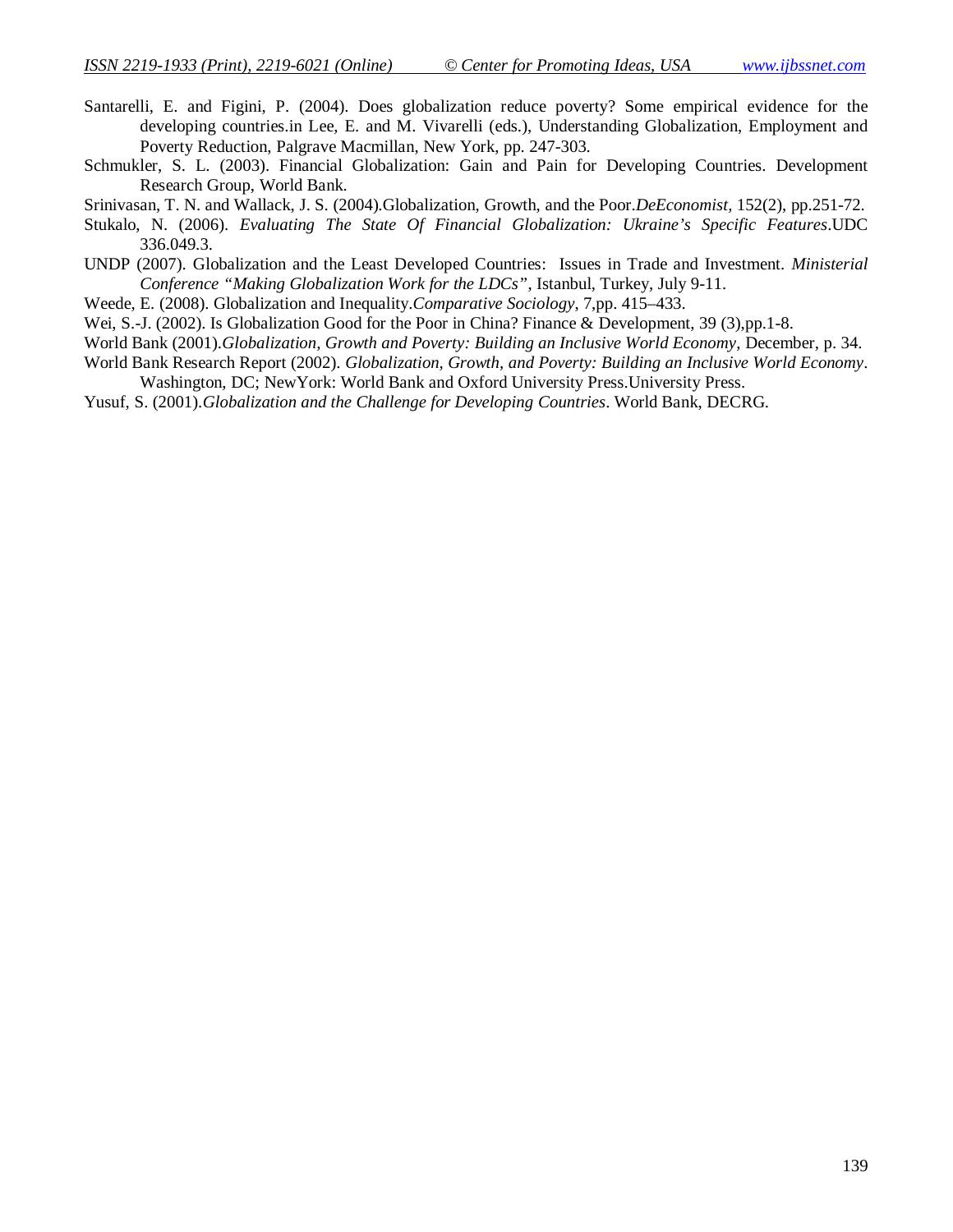Santarelli, E. and Figini, P. (2004). Does globalization reduce poverty? Some empirical evidence for the developing countries.in Lee, E. and M. Vivarelli (eds.), Understanding Globalization, Employment and Poverty Reduction, Palgrave Macmillan, New York, pp. 247-303.

Schmukler, S. L. (2003). Financial Globalization: Gain and Pain for Developing Countries. Development Research Group, World Bank.

Srinivasan, T. N. and Wallack, J. S. (2004).Globalization, Growth, and the Poor.*DeEconomist,* 152(2), pp.251-72.

Stukalo, N. (2006). *Evaluating The State Of Financial Globalization: Ukraine's Specific Features*.UDC 336.049.3.

UNDP (2007). Globalization and the Least Developed Countries: Issues in Trade and Investment. *Ministerial Conference "Making Globalization Work for the LDCs"*, Istanbul, Turkey, July 9-11.

Weede, E. (2008). Globalization and Inequality.*Comparative Sociology*, 7,pp. 415–433.

Wei, S.-J. (2002). Is Globalization Good for the Poor in China? Finance & Development, 39 (3),pp.1-8.

World Bank (2001).*Globalization, Growth and Poverty: Building an Inclusive World Economy*, December, p. 34.

World Bank Research Report (2002). *Globalization, Growth, and Poverty: Building an Inclusive World Economy*. Washington, DC; NewYork: World Bank and Oxford University Press.University Press.

Yusuf, S. (2001).*Globalization and the Challenge for Developing Countries*. World Bank, DECRG.